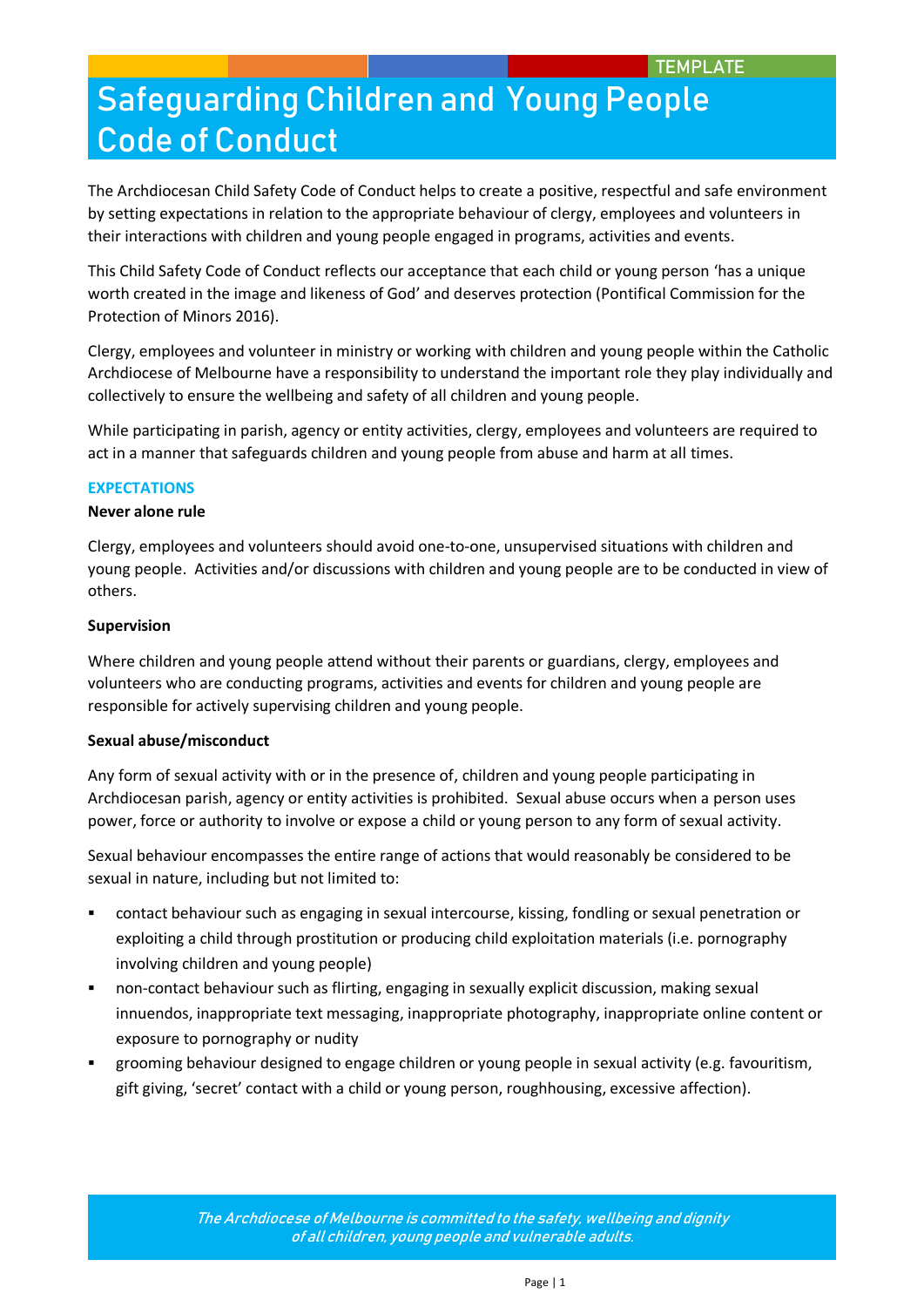TEMPLATE

# Safeguarding Children and Young People Code of Conduct

The Archdiocesan Child Safety Code of Conduct helps to create a positive, respectful and safe environment by setting expectations in relation to the appropriate behaviour of clergy, employees and volunteers in their interactions with children and young people engaged in programs, activities and events.

This Child Safety Code of Conduct reflects our acceptance that each child or young person 'has a unique worth created in the image and likeness of God' and deserves protection (Pontifical Commission for the Protection of Minors 2016).

Clergy, employees and volunteer in ministry or working with children and young people within the Catholic Archdiocese of Melbourne have a responsibility to understand the important role they play individually and collectively to ensure the wellbeing and safety of all children and young people.

While participating in parish, agency or entity activities, clergy, employees and volunteers are required to act in a manner that safeguards children and young people from abuse and harm at all times.

## EXPECTATIONS

**Never alone rule**

Clergy, employees and volunteers should avoid one-to-one, unsupervised situations with children and young people. Activities and/or discussions with children and young people are to be conducted in view of others.

**Supervision**

Where children and young people attend without their parents or guardians, clergy, employees and volunteers who are conducting programs, activities and events for children and young people are responsible for actively supervising children and young people.

**Sexual abuse/misconduct**

Any form of sexual activity with or in the presence of, children and young people participating in Archdiocesan parish, agency or entity activities is prohibited. Sexual abuse occurs when a person uses power, force or authority to involve or expose a child or young person to any form of sexual activity.

Sexual behaviour encompasses the entire range of actions that would reasonably be considered to be sexual in nature, including but not limited to:

- contact behaviour such as engaging in sexual intercourse, kissing, fondling or sexual penetration or exploiting a child through prostitution or producing child exploitation materials (i.e. pornography involving children and young people)
- non-contact behaviour such as flirting, engaging in sexually explicit discussion, making sexual innuendos, inappropriate text messaging, inappropriate photography, inappropriate online content or exposure to pornography or nudity
- grooming behaviour designed to engage children or young people in sexual activity (e.g. favouritism, gift giving, 'secret' contact with a child or young person, roughhousing, excessive affection).

*The Archdiocese of Melbourne is committed to the safety, wellbeing and dignity of all children, young people and vulnerable adults.*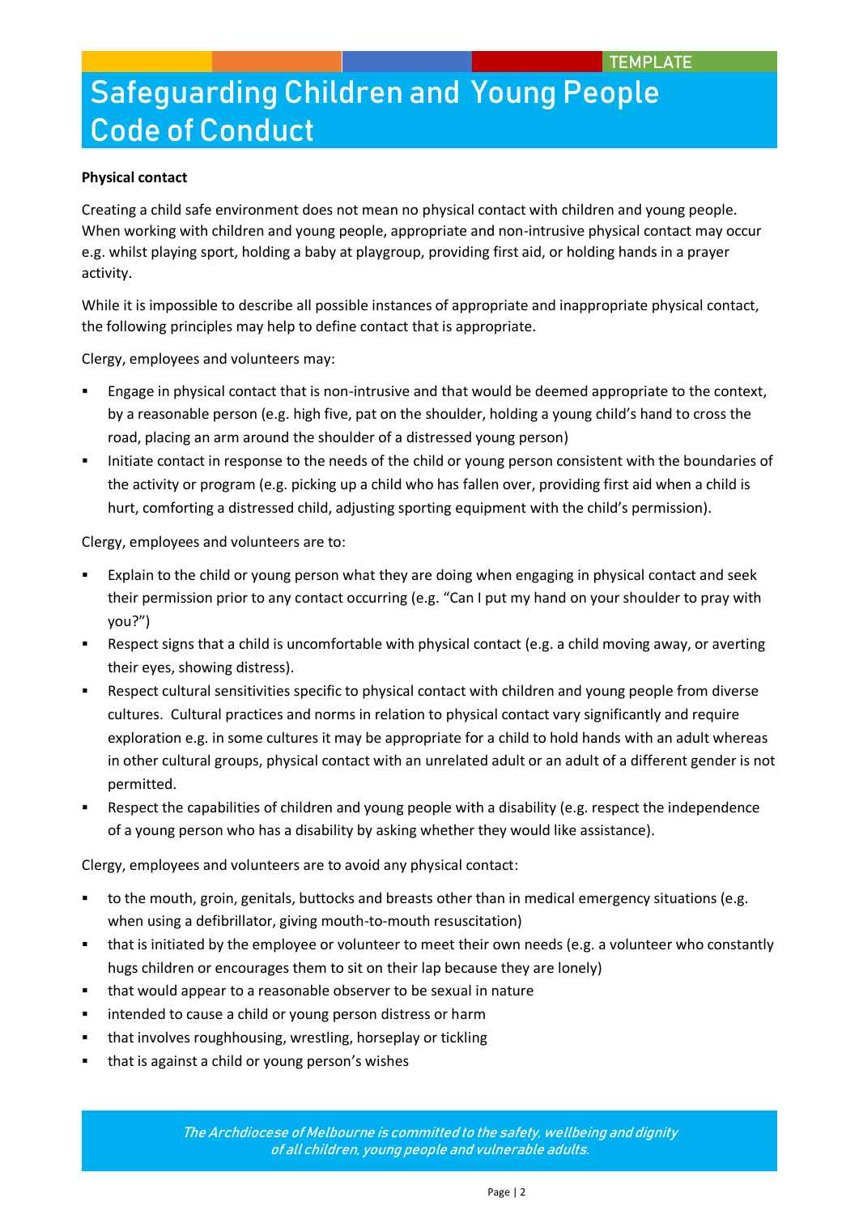**Physical contact**

Creating a child safe environment does not mean no physical contact with children and young people. When working with children and young people, appropriate and non-intrusive physical contact may occur e.g. whilst playing sport, holding a baby at playgroup, providing first aid, or holding hands in a prayer activity.

While it is impossible to describe all possible instances of appropriate and inappropriate physical contact, the following principles may help to define contact that is appropriate.

Clergy, employees and volunteers may:

- Engage in physical contact that is non-intrusive and that would be deemed appropriate to the context, by a reasonable person (e.g. high five, pat on the shoulder, holding a young child's hand to cross the road, placing an arm around the shoulder of a distressed young person)
- Initiate contact in response to the needs of the child or young person consistent with the boundaries of the activity or program (e.g. picking up a child who has fallen over, providing first aid when a child is hurt, comforting a distressed child, adjusting sporting equipment with the child's permission).

Clergy, employees and volunteers are to:

- Explain to the child or young person what they are doing when engaging in physical contact and seek their permission prior to any contact occurring (e.g. "Can I put my hand on your shoulder to pray with you?")
- Respect signs that a child is uncomfortable with physical contact (e.g. a child moving away, or averting their eyes, showing distress).
- Respect cultural sensitivities specific to physical contact with children and young people from diverse cultures. Cultural practices and norms in relation to physical contact vary significantly and require exploration e.g. in some cultures it may be appropriate for a child to hold hands with an adult whereas in other cultural groups, physical contact with an unrelated adult or an adult of a different gender is not permitted.
- Respect the capabilities of children and young people with a disability (e.g. respect the independence of a young person who has a disability by asking whether they would like assistance).

Clergy, employees and volunteers are to avoid any physical contact:

- to the mouth, groin, genitals, buttocks and breasts other than in medical emergency situations (e.g. when using a defibrillator, giving mouth-to-mouth resuscitation)
- that is initiated by the employee or volunteer to meet their own needs (e.g. a volunteer who constantly hugs children or encourages them to sit on their lap because they are lonely)
- that would appear to a reasonable observer to be sexual in nature
- intended to cause a child or young person distress or harm
- that involves roughhousing, wrestling, horseplay or tickling
- that is against a child or young person's wishes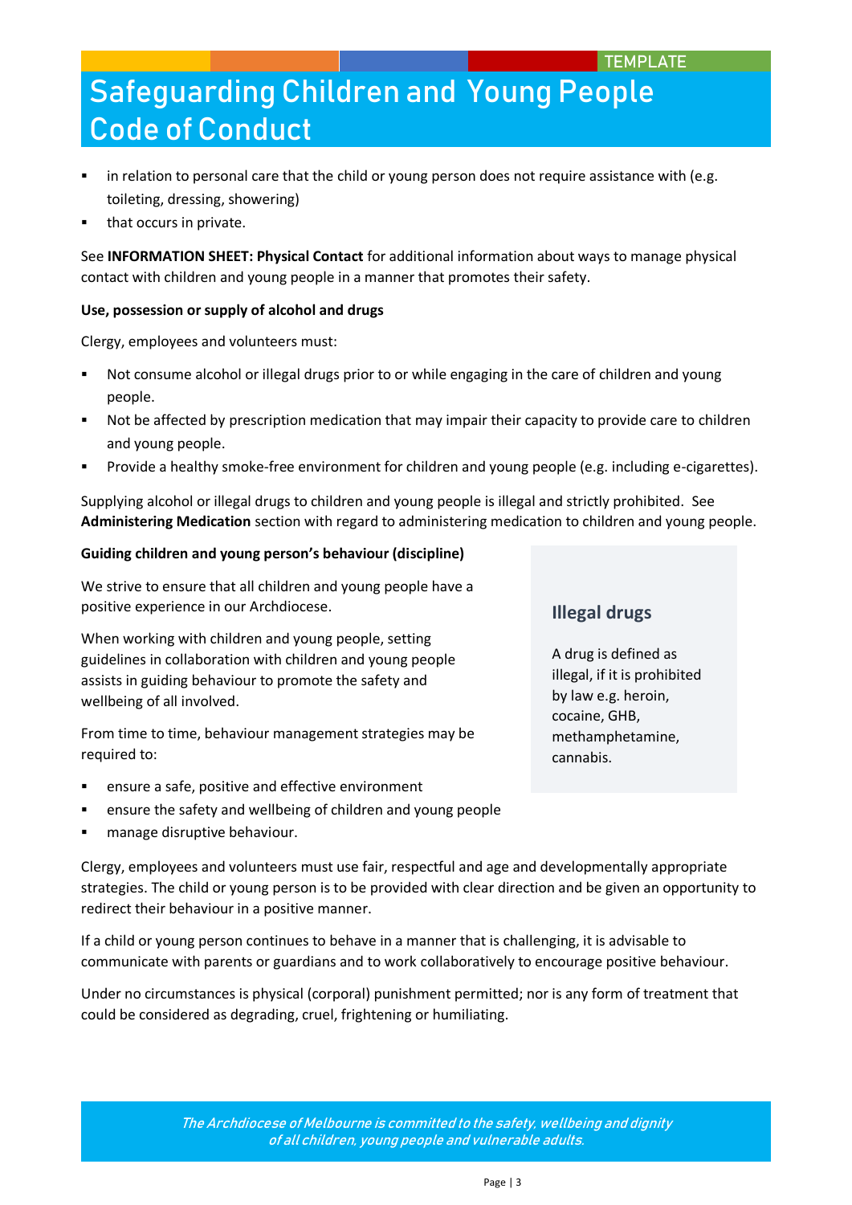- in relation to personal care that the child or young person does not require assistance with (e.g. toileting, dressing, showering)
- that occurs in private.

See **INFORMATION SHEET: Physical Contact** for additional information about ways to manage physical contact with children and young people in a manner that promotes their safety.

**Use, possession or supply of alcohol and drugs**

Clergy, employees and volunteers must:

- Not consume alcohol or illegal drugs prior to or while engaging in the care of children and young people.
- Not be affected by prescription medication that may impair their capacity to provide care to children and young people.
- Provide a healthy smoke-free environment for children and young people (e.g. including e-cigarettes).

Supplying alcohol or illegal drugs to children and young people is illegal and strictly prohibited. See **Administering Medication** section with regard to administering medication to children and young people.

**Guiding children and young person's behaviour (discipline)**

We strive to ensure that all children and young people have a positive experience in our Archdiocese.

When working with children and young people, setting guidelines in collaboration with children and young people assists in guiding behaviour to promote the safety and wellbeing of all involved.

From time to time, behaviour management strategies may be required to:

- ensure a safe, positive and effective environment
- ensure the safety and wellbeing of children and young people
- manage disruptive behaviour.

> ### Illegal drugs
>
> A drug is defined as illegal, if it is prohibited by law e.g. heroin, cocaine, GHB, methamphetamine, cannabis.

Clergy, employees and volunteers must use fair, respectful and age and developmentally appropriate strategies. The child or young person is to be provided with clear direction and be given an opportunity to redirect their behaviour in a positive manner.

If a child or young person continues to behave in a manner that is challenging, it is advisable to communicate with parents or guardians and to work collaboratively to encourage positive behaviour.

Under no circumstances is physical (corporal) punishment permitted; nor is any form of treatment that could be considered as degrading, cruel, frightening or humiliating.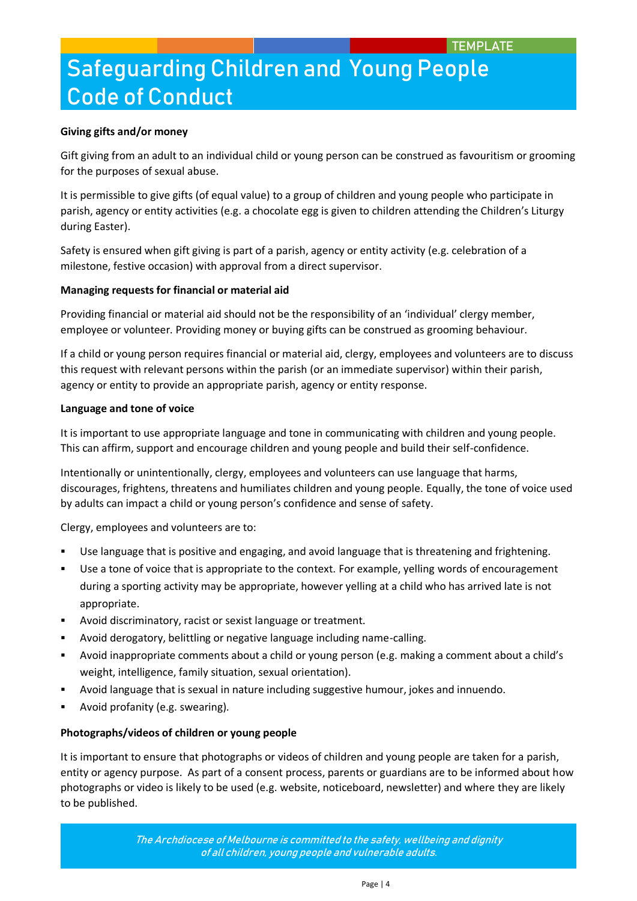TEMPLATE

# Safeguarding Children and Young People Code of Conduct

**Giving gifts and/or money**

Gift giving from an adult to an individual child or young person can be construed as favouritism or grooming for the purposes of sexual abuse.

It is permissible to give gifts (of equal value) to a group of children and young people who participate in parish, agency or entity activities (e.g. a chocolate egg is given to children attending the Children's Liturgy during Easter).

Safety is ensured when gift giving is part of a parish, agency or entity activity (e.g. celebration of a milestone, festive occasion) with approval from a direct supervisor.

**Managing requests for financial or material aid**

Providing financial or material aid should not be the responsibility of an 'individual' clergy member, employee or volunteer. Providing money or buying gifts can be construed as grooming behaviour.

If a child or young person requires financial or material aid, clergy, employees and volunteers are to discuss this request with relevant persons within the parish (or an immediate supervisor) within their parish, agency or entity to provide an appropriate parish, agency or entity response.

**Language and tone of voice**

It is important to use appropriate language and tone in communicating with children and young people. This can affirm, support and encourage children and young people and build their self-confidence.

Intentionally or unintentionally, clergy, employees and volunteers can use language that harms, discourages, frightens, threatens and humiliates children and young people. Equally, the tone of voice used by adults can impact a child or young person's confidence and sense of safety.

Clergy, employees and volunteers are to:

- Use language that is positive and engaging, and avoid language that is threatening and frightening.
- Use a tone of voice that is appropriate to the context. For example, yelling words of encouragement during a sporting activity may be appropriate, however yelling at a child who has arrived late is not appropriate.
- Avoid discriminatory, racist or sexist language or treatment.
- Avoid derogatory, belittling or negative language including name-calling.
- Avoid inappropriate comments about a child or young person (e.g. making a comment about a child's weight, intelligence, family situation, sexual orientation).
- Avoid language that is sexual in nature including suggestive humour, jokes and innuendo.
- Avoid profanity (e.g. swearing).

**Photographs/videos of children or young people**

It is important to ensure that photographs or videos of children and young people are taken for a parish, entity or agency purpose. As part of a consent process, parents or guardians are to be informed about how photographs or video is likely to be used (e.g. website, noticeboard, newsletter) and where they are likely to be published.

*The Archdiocese of Melbourne is committed to the safety, wellbeing and dignity of all children, young people and vulnerable adults.*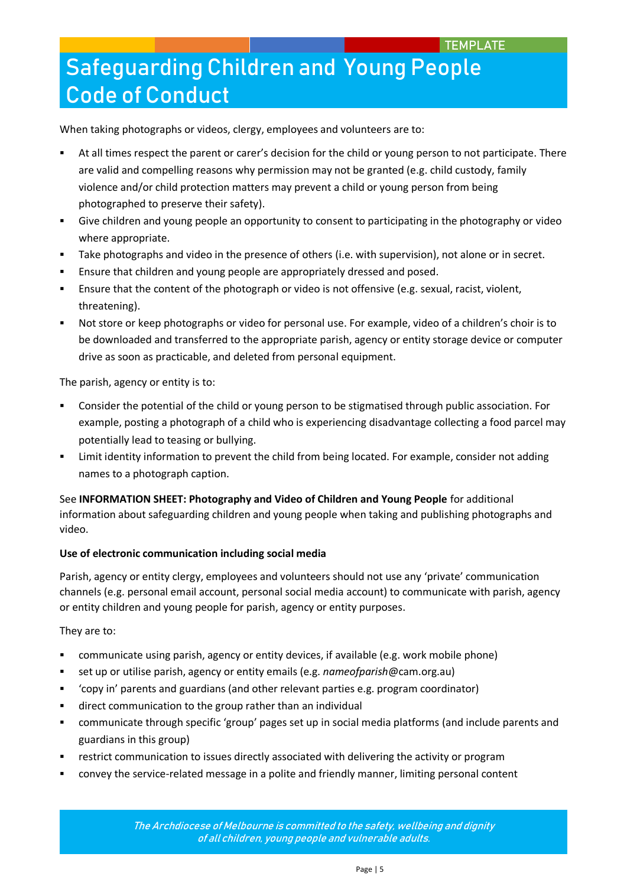When taking photographs or videos, clergy, employees and volunteers are to:

- At all times respect the parent or carer's decision for the child or young person to not participate. There are valid and compelling reasons why permission may not be granted (e.g. child custody, family violence and/or child protection matters may prevent a child or young person from being photographed to preserve their safety).
- Give children and young people an opportunity to consent to participating in the photography or video where appropriate.
- Take photographs and video in the presence of others (i.e. with supervision), not alone or in secret.
- Ensure that children and young people are appropriately dressed and posed.
- Ensure that the content of the photograph or video is not offensive (e.g. sexual, racist, violent, threatening).
- Not store or keep photographs or video for personal use. For example, video of a children's choir is to be downloaded and transferred to the appropriate parish, agency or entity storage device or computer drive as soon as practicable, and deleted from personal equipment.

The parish, agency or entity is to:

- Consider the potential of the child or young person to be stigmatised through public association. For example, posting a photograph of a child who is experiencing disadvantage collecting a food parcel may potentially lead to teasing or bullying.
- Limit identity information to prevent the child from being located. For example, consider not adding names to a photograph caption.

See **INFORMATION SHEET: Photography and Video of Children and Young People** for additional information about safeguarding children and young people when taking and publishing photographs and video.

**Use of electronic communication including social media**

Parish, agency or entity clergy, employees and volunteers should not use any 'private' communication channels (e.g. personal email account, personal social media account) to communicate with parish, agency or entity children and young people for parish, agency or entity purposes.

They are to:

- communicate using parish, agency or entity devices, if available (e.g. work mobile phone)
- set up or utilise parish, agency or entity emails (e.g. *nameofparish*@cam.org.au)
- 'copy in' parents and guardians (and other relevant parties e.g. program coordinator)
- direct communication to the group rather than an individual
- communicate through specific 'group' pages set up in social media platforms (and include parents and guardians in this group)
- restrict communication to issues directly associated with delivering the activity or program
- convey the service-related message in a polite and friendly manner, limiting personal content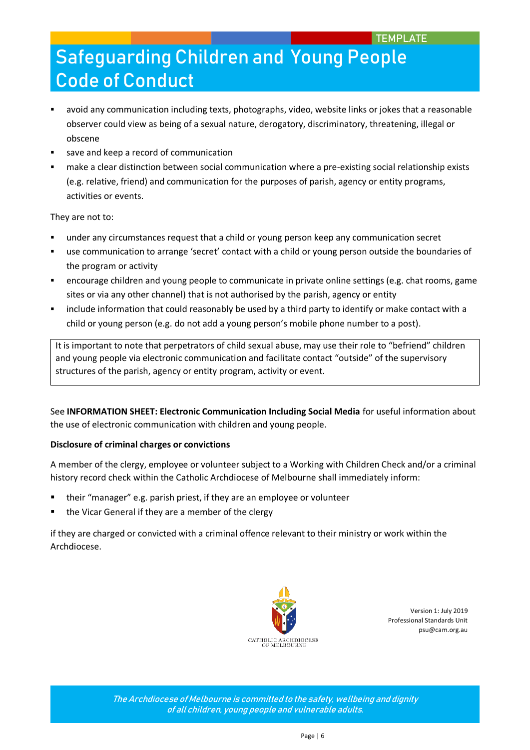- avoid any communication including texts, photographs, video, website links or jokes that a reasonable observer could view as being of a sexual nature, derogatory, discriminatory, threatening, illegal or obscene
- save and keep a record of communication
- make a clear distinction between social communication where a pre-existing social relationship exists (e.g. relative, friend) and communication for the purposes of parish, agency or entity programs, activities or events.

They are not to:

- under any circumstances request that a child or young person keep any communication secret
- use communication to arrange 'secret' contact with a child or young person outside the boundaries of the program or activity
- encourage children and young people to communicate in private online settings (e.g. chat rooms, game sites or via any other channel) that is not authorised by the parish, agency or entity
- include information that could reasonably be used by a third party to identify or make contact with a child or young person (e.g. do not add a young person's mobile phone number to a post).

> It is important to note that perpetrators of child sexual abuse, may use their role to "befriend" children and young people via electronic communication and facilitate contact "outside" of the supervisory structures of the parish, agency or entity program, activity or event.

See **INFORMATION SHEET: Electronic Communication Including Social Media** for useful information about the use of electronic communication with children and young people.

**Disclosure of criminal charges or convictions**

A member of the clergy, employee or volunteer subject to a Working with Children Check and/or a criminal history record check within the Catholic Archdiocese of Melbourne shall immediately inform:

- their "manager" e.g. parish priest, if they are an employee or volunteer
- the Vicar General if they are a member of the clergy

if they are charged or convicted with a criminal offence relevant to their ministry or work within the Archdiocese.

CATHOLIC ARCHDIOCESE OF MELBOURNE

Version 1: July 2019
Professional Standards Unit
psu@cam.org.au

*The Archdiocese of Melbourne is committed to the safety, wellbeing and dignity of all children, young people and vulnerable adults.*